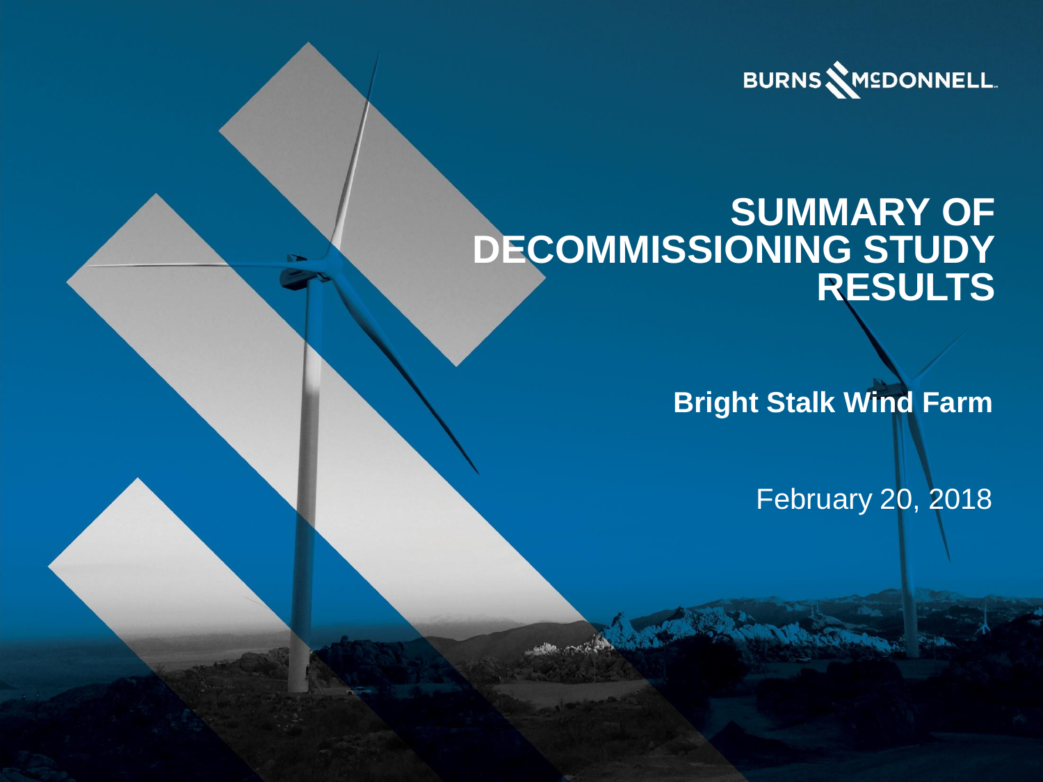BURNS McDONNELL

# SUMMARY OF DECOMMISSIONING STUDY RESULTS

**Bright Stalk Wind Farm**

February 20, 2018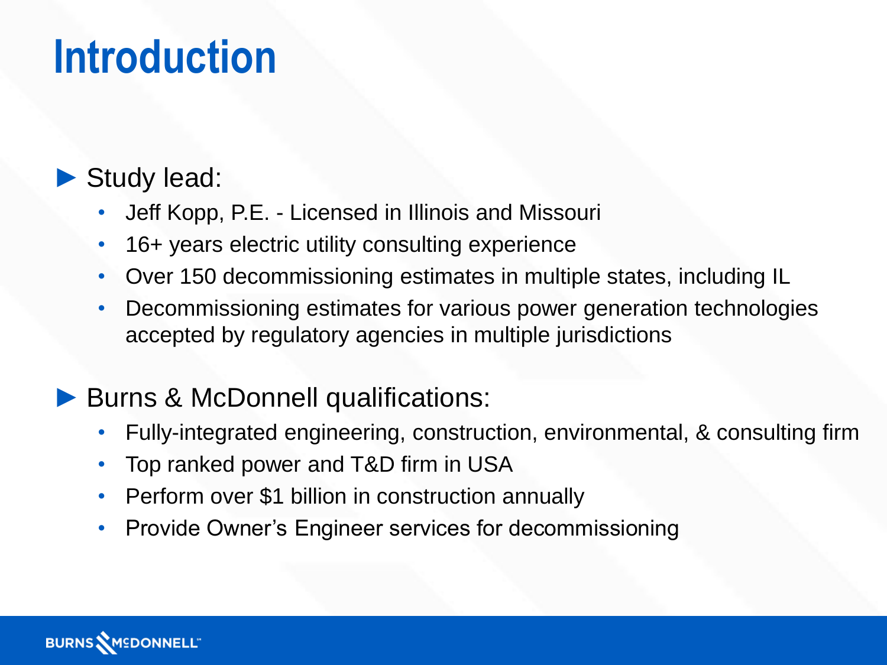# Introduction

- Study lead:
  - Jeff Kopp, P.E. - Licensed in Illinois and Missouri
  - 16+ years electric utility consulting experience
  - Over 150 decommissioning estimates in multiple states, including IL
  - Decommissioning estimates for various power generation technologies accepted by regulatory agencies in multiple jurisdictions
- Burns & McDonnell qualifications:
  - Fully-integrated engineering, construction, environmental, & consulting firm
  - Top ranked power and T&D firm in USA
  - Perform over $1 billion in construction annually
  - Provide Owner's Engineer services for decommissioning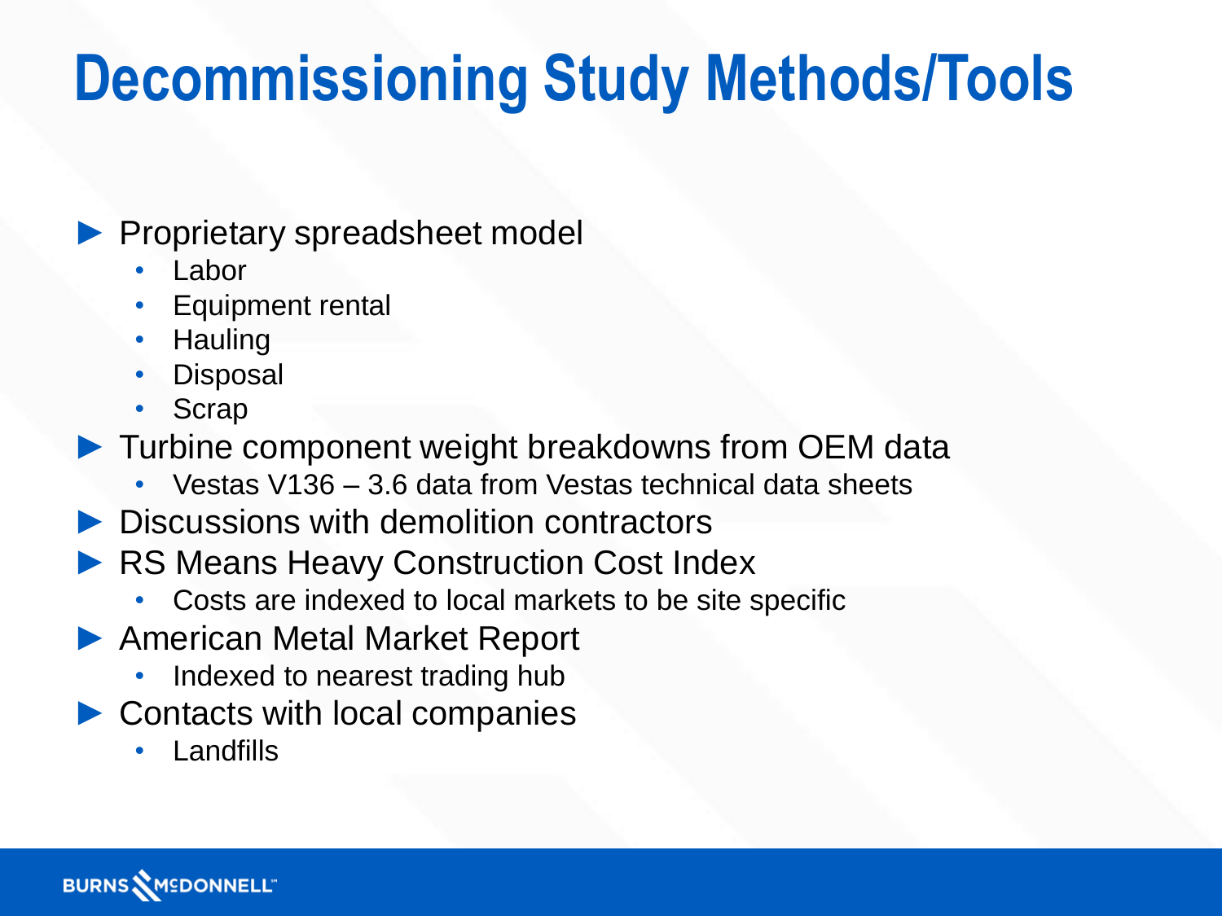# Decommissioning Study Methods/Tools

- Proprietary spreadsheet model
  - Labor
  - Equipment rental
  - Hauling
  - Disposal
  - Scrap
- Turbine component weight breakdowns from OEM data
  - Vestas V136 – 3.6 data from Vestas technical data sheets
- Discussions with demolition contractors
- RS Means Heavy Construction Cost Index
  - Costs are indexed to local markets to be site specific
- American Metal Market Report
  - Indexed to nearest trading hub
- Contacts with local companies
  - Landfills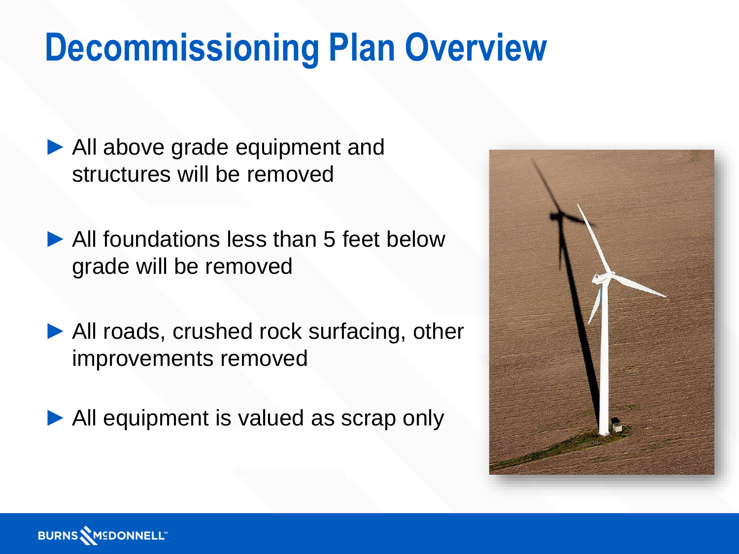# Decommissioning Plan Overview

- All above grade equipment and structures will be removed
- All foundations less than 5 feet below grade will be removed
- All roads, crushed rock surfacing, other improvements removed
- All equipment is valued as scrap only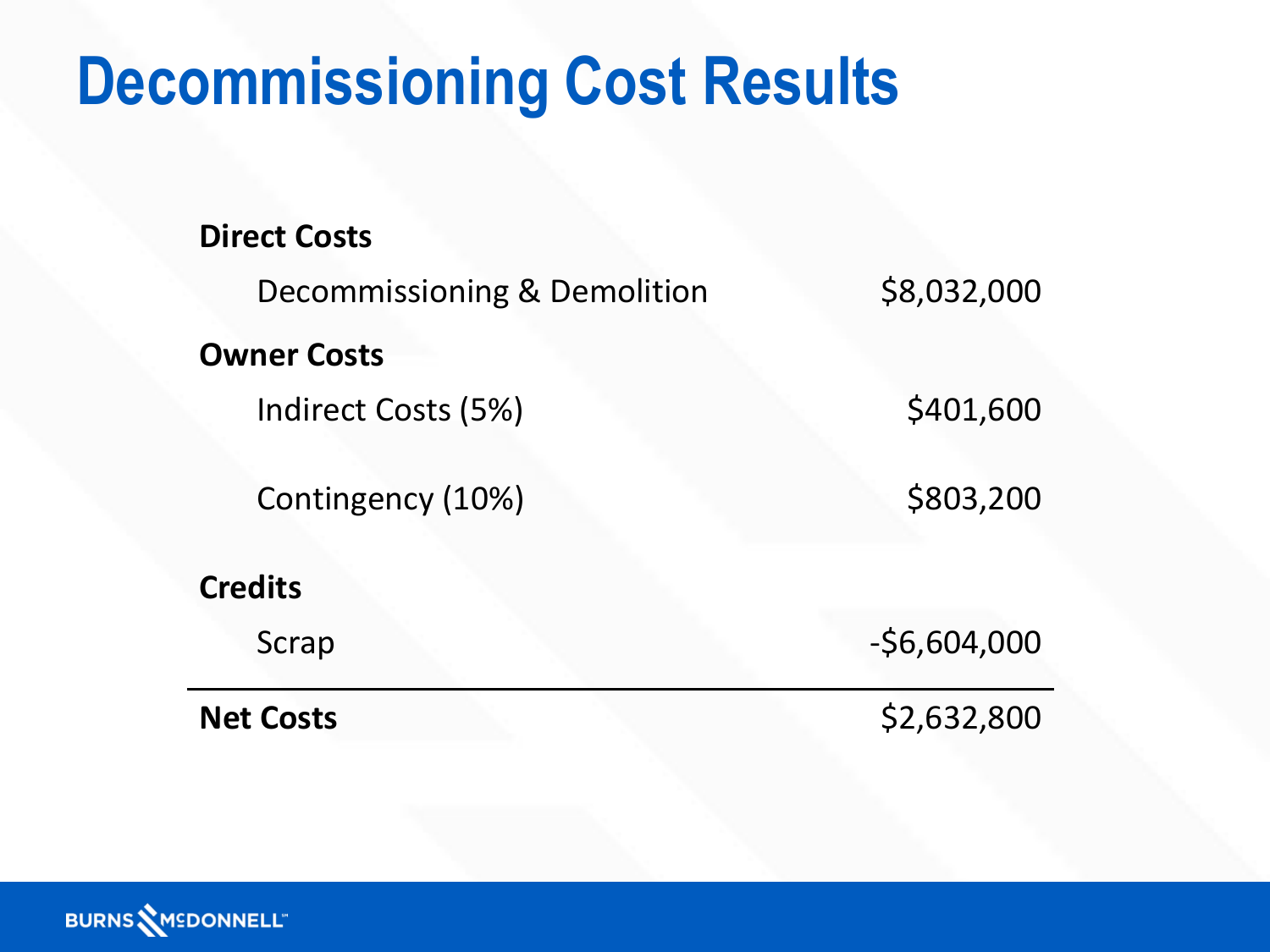# Decommissioning Cost Results

| | |
|---|---|
| **Direct Costs** | |
| Decommissioning & Demolition | $8,032,000 |
| **Owner Costs** | |
| Indirect Costs (5%) | $401,600 |
| Contingency (10%) | $803,200 |
| **Credits** | |
| Scrap | -$6,604,000 |
| **Net Costs** | $2,632,800 |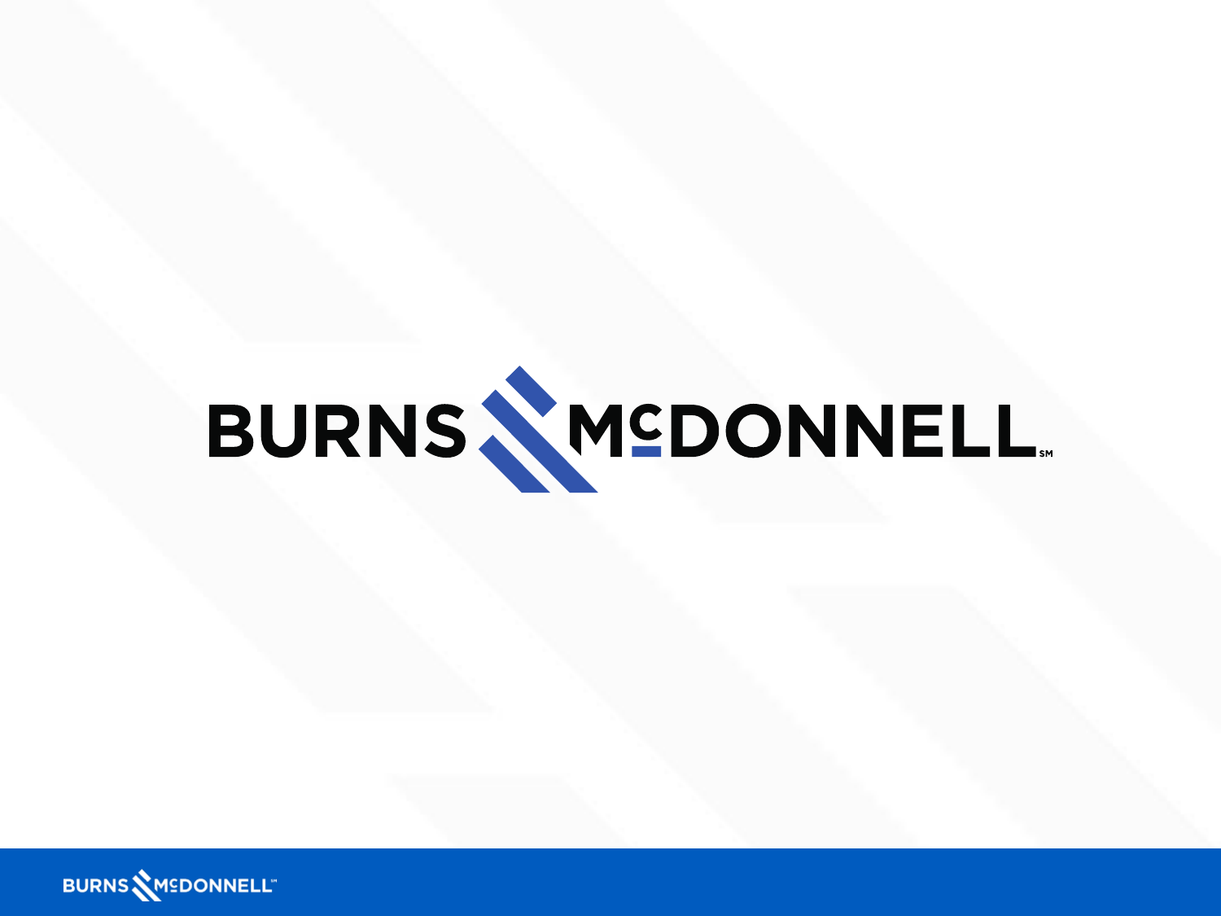BURNS McDONNELL℠